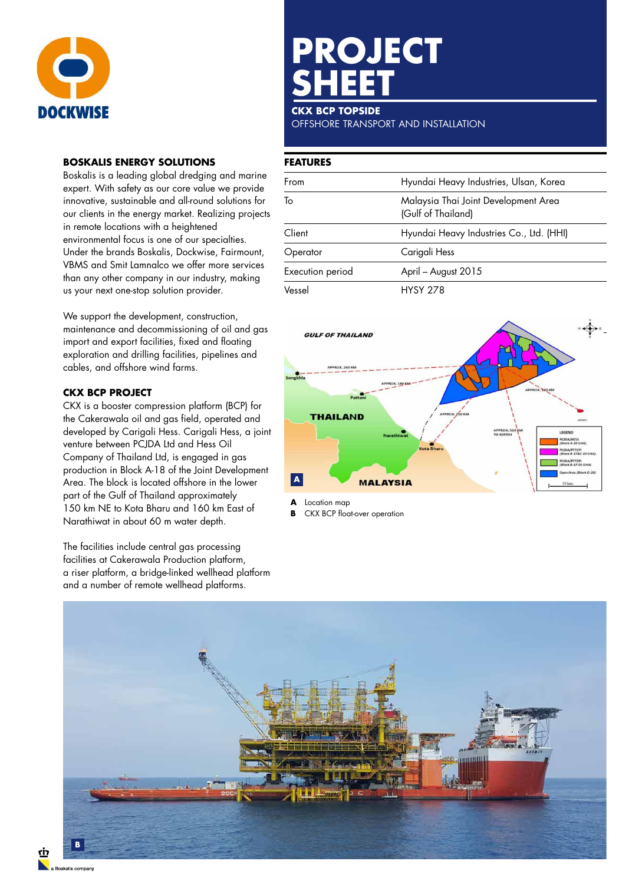# PROJECT SHEET

**CKX BCP TOPSIDE**

OFFSHORE TRANSPORT AND INSTALLATION

## FEATURES

| | |
|---|---|
| From | Hyundai Heavy Industries, Ulsan, Korea |
| To | Malaysia Thai Joint Development Area (Gulf of Thailand) |
| Client | Hyundai Heavy Industries Co., Ltd. (HHI) |
| Operator | Carigali Hess |
| Execution period | April – August 2015 |
| Vessel | HYSY 278 |

**A** Location map

**B** CKX BCP float-over operation

## BOSKALIS ENERGY SOLUTIONS

Boskalis is a leading global dredging and marine expert. With safety as our core value we provide innovative, sustainable and all-round solutions for our clients in the energy market. Realizing projects in remote locations with a heightened environmental focus is one of our specialties. Under the brands Boskalis, Dockwise, Fairmount, VBMS and Smit Lamnalco we offer more services than any other company in our industry, making us your next one-stop solution provider.

We support the development, construction, maintenance and decommissioning of oil and gas import and export facilities, fixed and floating exploration and drilling facilities, pipelines and cables, and offshore wind farms.

## CKX BCP PROJECT

CKX is a booster compression platform (BCP) for the Cakerawala oil and gas field, operated and developed by Carigali Hess. Carigali Hess, a joint venture between PCJDA Ltd and Hess Oil Company of Thailand Ltd, is engaged in gas production in Block A-18 of the Joint Development Area. The block is located offshore in the lower part of the Gulf of Thailand approximately 150 km NE to Kota Bharu and 160 km East of Narathiwat in about 60 m water depth.

The facilities include central gas processing facilities at Cakerawala Production platform, a riser platform, a bridge-linked wellhead platform and a number of remote wellhead platforms.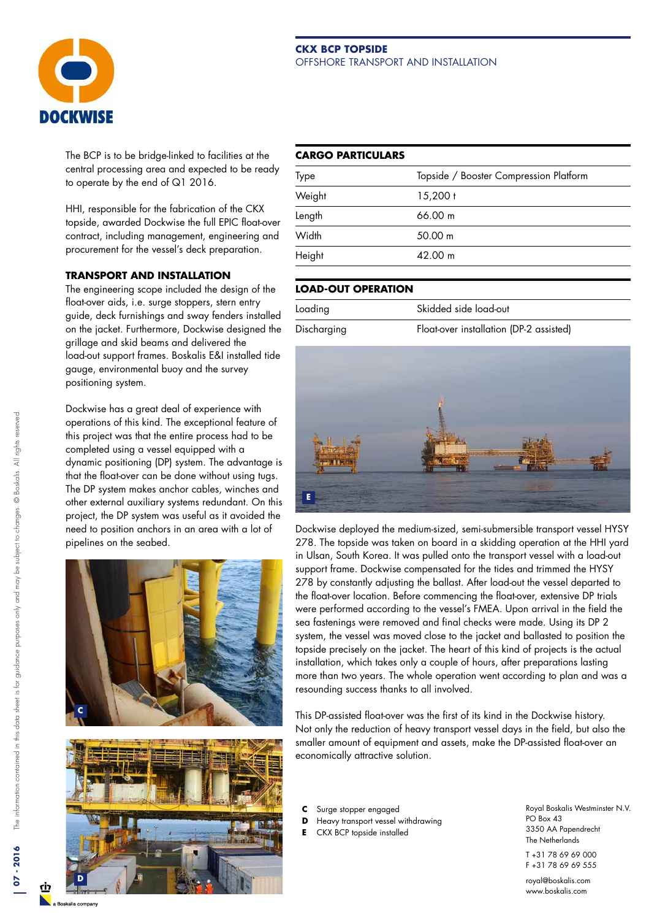# CKX BCP TOPSIDE

## OFFSHORE TRANSPORT AND INSTALLATION

The BCP is to be bridge-linked to facilities at the central processing area and expected to be ready to operate by the end of Q1 2016.

HHI, responsible for the fabrication of the CKX topside, awarded Dockwise the full EPIC float-over contract, including management, engineering and procurement for the vessel's deck preparation.

### TRANSPORT AND INSTALLATION

The engineering scope included the design of the float-over aids, i.e. surge stoppers, stern entry guide, deck furnishings and sway fenders installed on the jacket. Furthermore, Dockwise designed the grillage and skid beams and delivered the load-out support frames. Boskalis E&I installed tide gauge, environmental buoy and the survey positioning system.

Dockwise has a great deal of experience with operations of this kind. The exceptional feature of this project was that the entire process had to be completed using a vessel equipped with a dynamic positioning (DP) system. The advantage is that the float-over can be done without using tugs. The DP system makes anchor cables, winches and other external auxiliary systems redundant. On this project, the DP system was useful as it avoided the need to position anchors in an area with a lot of pipelines on the seabed.

### CARGO PARTICULARS

| | |
|---|---|
| Type | Topside / Booster Compression Platform |
| Weight | 15,200 t |
| Length | 66.00 m |
| Width | 50.00 m |
| Height | 42.00 m |

### LOAD-OUT OPERATION

| | |
|---|---|
| Loading | Skidded side load-out |
| Discharging | Float-over installation (DP-2 assisted) |

Dockwise deployed the medium-sized, semi-submersible transport vessel HYSY 278. The topside was taken on board in a skidding operation at the HHI yard in Ulsan, South Korea. It was pulled onto the transport vessel with a load-out support frame. Dockwise compensated for the tides and trimmed the HYSY 278 by constantly adjusting the ballast. After load-out the vessel departed to the float-over location. Before commencing the float-over, extensive DP trials were performed according to the vessel's FMEA. Upon arrival in the field the sea fastenings were removed and final checks were made. Using its DP 2 system, the vessel was moved close to the jacket and ballasted to position the topside precisely on the jacket. The heart of this kind of projects is the actual installation, which takes only a couple of hours, after preparations lasting more than two years. The whole operation went according to plan and was a resounding success thanks to all involved.

This DP-assisted float-over was the first of its kind in the Dockwise history. Not only the reduction of heavy transport vessel days in the field, but also the smaller amount of equipment and assets, make the DP-assisted float-over an economically attractive solution.

**C** Surge stopper engaged
**D** Heavy transport vessel withdrawing
**E** CKX BCP topside installed

Royal Boskalis Westminster N.V.
PO Box 43
3350 AA Papendrecht
The Netherlands

T +31 78 69 69 000
F +31 78 69 69 555

royal@boskalis.com
www.boskalis.com

07 - 2016 | The information contained in this data sheet is for guidance purposes only and may be subject to changes. © Boskalis. All rights reserved.

a Boskalis company